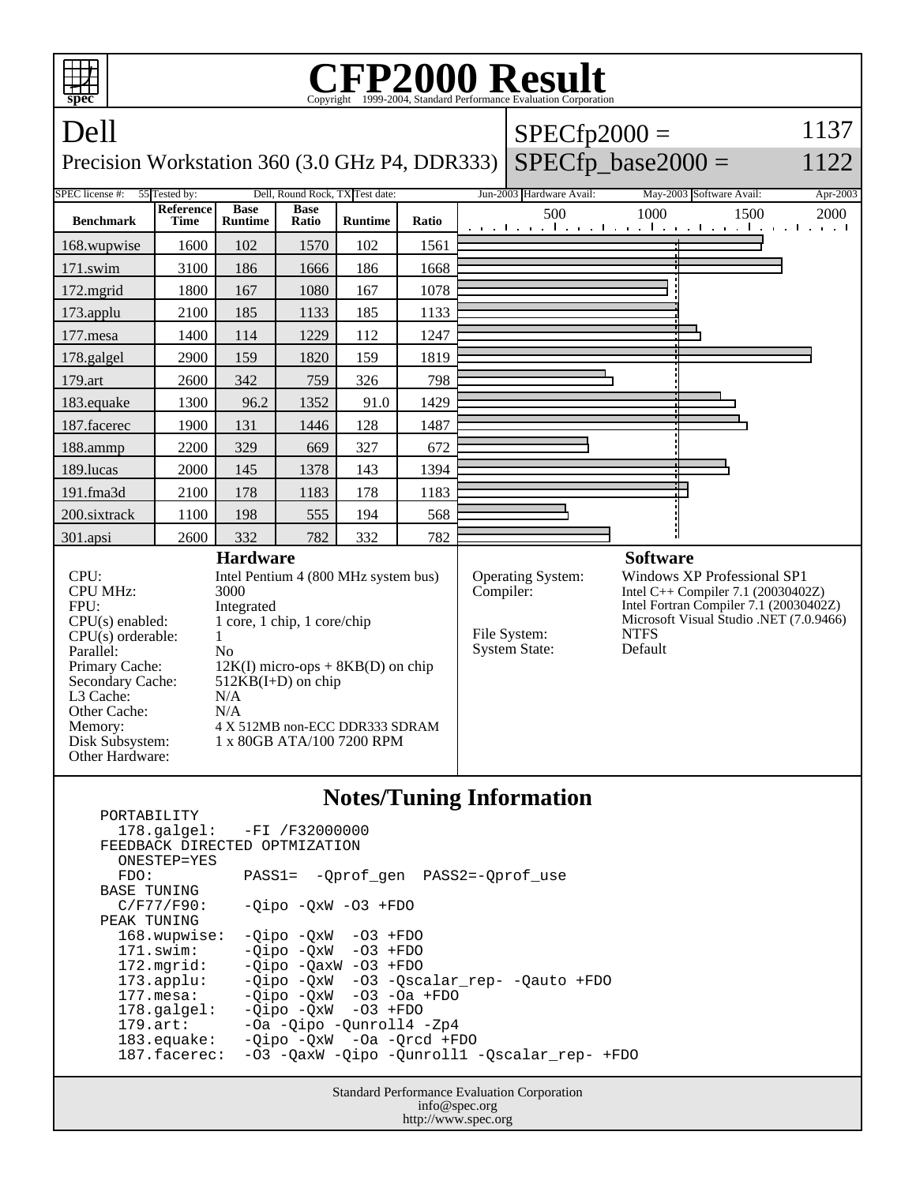# CFP2000 Result

Copyright 1999-2004, Standard Performance Evaluation Corporation

## Dell

Precision Workstation 360 (3.0 GHz P4, DDR333)

SPECfp2000 = 1137

SPECfp_base2000 = 1122

| SPEC license #: | 55 | Tested by: | Dell, Round Rock, TX | Test date: | Jun-2003 | Hardware Avail: | May-2003 | Software Avail: | Apr-2003 |
|---|---|---|---|---|---|---|---|---|---|

| Benchmark | Reference Time | Base Runtime | Base Ratio | Runtime | Ratio |
|---|---|---|---|---|---|
| 168.wupwise | 1600 | 102 | 1570 | 102 | 1561 |
| 171.swim | 3100 | 186 | 1666 | 186 | 1668 |
| 172.mgrid | 1800 | 167 | 1080 | 167 | 1078 |
| 173.applu | 2100 | 185 | 1133 | 185 | 1133 |
| 177.mesa | 1400 | 114 | 1229 | 112 | 1247 |
| 178.galgel | 2900 | 159 | 1820 | 159 | 1819 |
| 179.art | 2600 | 342 | 759 | 326 | 798 |
| 183.equake | 1300 | 96.2 | 1352 | 91.0 | 1429 |
| 187.facerec | 1900 | 131 | 1446 | 128 | 1487 |
| 188.ammp | 2200 | 329 | 669 | 327 | 672 |
| 189.lucas | 2000 | 145 | 1378 | 143 | 1394 |
| 191.fma3d | 2100 | 178 | 1183 | 178 | 1183 |
| 200.sixtrack | 1100 | 198 | 555 | 194 | 568 |
| 301.apsi | 2600 | 332 | 782 | 332 | 782 |

### Hardware

| | |
|---|---|
| CPU: | Intel Pentium 4 (800 MHz system bus) |
| CPU MHz: | 3000 |
| FPU: | Integrated |
| CPU(s) enabled: | 1 core, 1 chip, 1 core/chip |
| CPU(s) orderable: | 1 |
| Parallel: | No |
| Primary Cache: | 12K(I) micro-ops + 8KB(D) on chip |
| Secondary Cache: | 512KB(I+D) on chip |
| L3 Cache: | N/A |
| Other Cache: | N/A |
| Memory: | 4 X 512MB non-ECC DDR333 SDRAM |
| Disk Subsystem: | 1 x 80GB ATA/100 7200 RPM |
| Other Hardware: | |

### Software

| | |
|---|---|
| Operating System: | Windows XP Professional SP1 |
| Compiler: | Intel C++ Compiler 7.1 (20030402Z)<br>Intel Fortran Compiler 7.1 (20030402Z)<br>Microsoft Visual Studio .NET (7.0.9466) |
| File System: | NTFS |
| System State: | Default |

### Notes/Tuning Information

```
PORTABILITY
  178.galgel:   -FI /F32000000
FEEDBACK DIRECTED OPTMIZATION
  ONESTEP=YES
  FDO:          PASS1=  -Qprof_gen  PASS2=-Qprof_use
BASE TUNING
  C/F77/F90:    -Qipo -QxW -O3 +FDO
PEAK TUNING
  168.wupwise:  -Qipo -QxW  -O3 +FDO
  171.swim:     -Qipo -QxW  -O3 +FDO
  172.mgrid:    -Qipo -QaxW -O3 +FDO
  173.applu:    -Qipo -QxW  -O3 -Qscalar_rep- -Qauto +FDO
  177.mesa:     -Qipo -QxW  -O3 -Oa +FDO
  178.galgel:   -Qipo -QxW  -O3 +FDO
  179.art:      -Oa -Qipo -Qunroll4 -Zp4
  183.equake:   -Qipo -QxW  -Oa -Qrcd +FDO
  187.facerec:  -O3 -QaxW -Qipo -Qunroll1 -Qscalar_rep- +FDO
```

Standard Performance Evaluation Corporation
info@spec.org
http://www.spec.org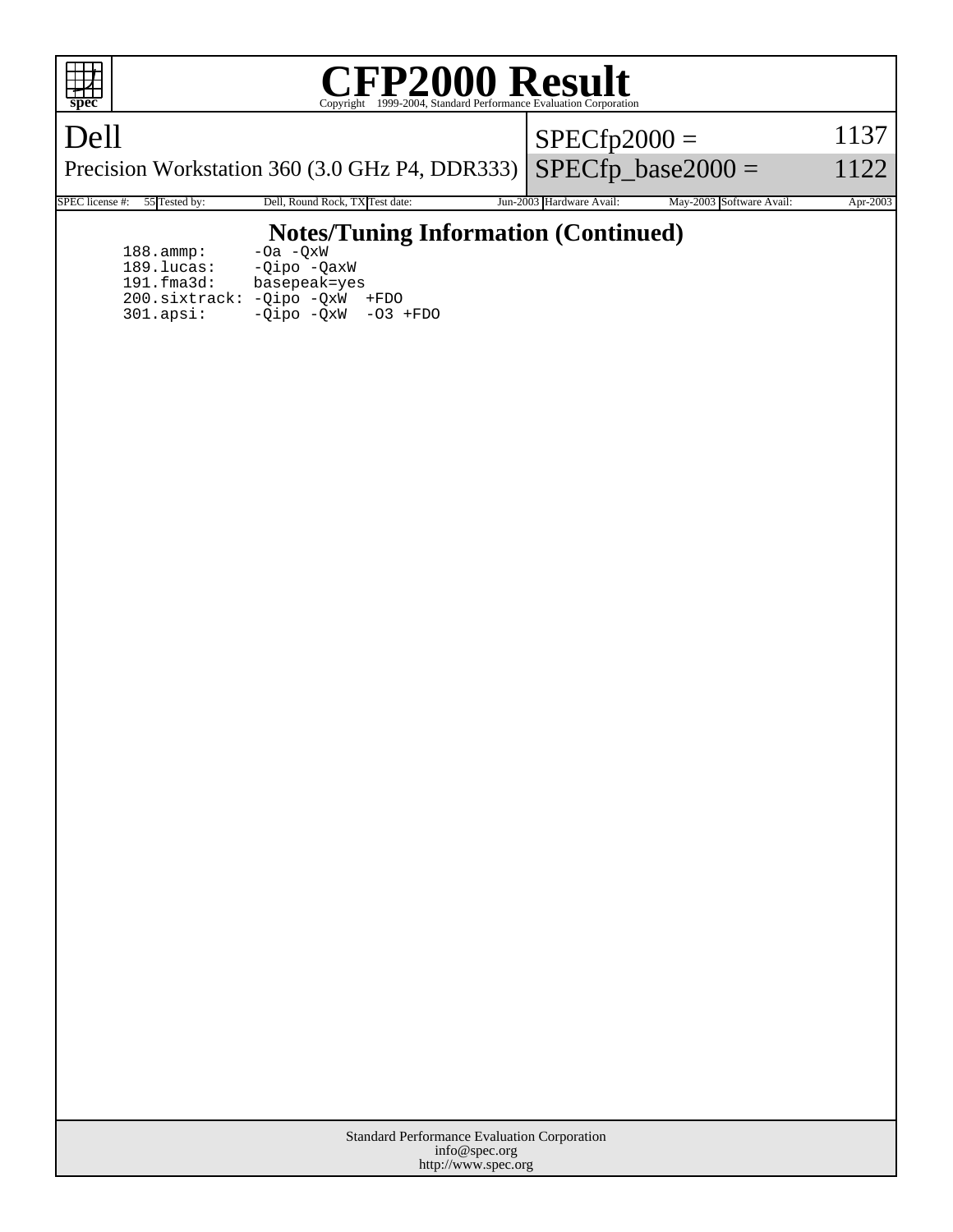# CFP2000 Result

Copyright 1999-2004, Standard Performance Evaluation Corporation

Dell

Precision Workstation 360 (3.0 GHz P4, DDR333)

SPECfp2000 = 1137

SPECfp_base2000 = 1122

| SPEC license #: | 55 | Tested by: | Dell, Round Rock, TX | Test date: | Jun-2003 | Hardware Avail: | May-2003 | Software Avail: | Apr-2003 |
|---|---|---|---|---|---|---|---|---|---|

## Notes/Tuning Information (Continued)

```
188.ammp:      -Oa -QxW
189.lucas:     -Qipo -QaxW
191.fma3d:     basepeak=yes
200.sixtrack: -Qipo -QxW  +FDO
301.apsi:      -Qipo -QxW  -O3 +FDO
```

Standard Performance Evaluation Corporation
info@spec.org
http://www.spec.org